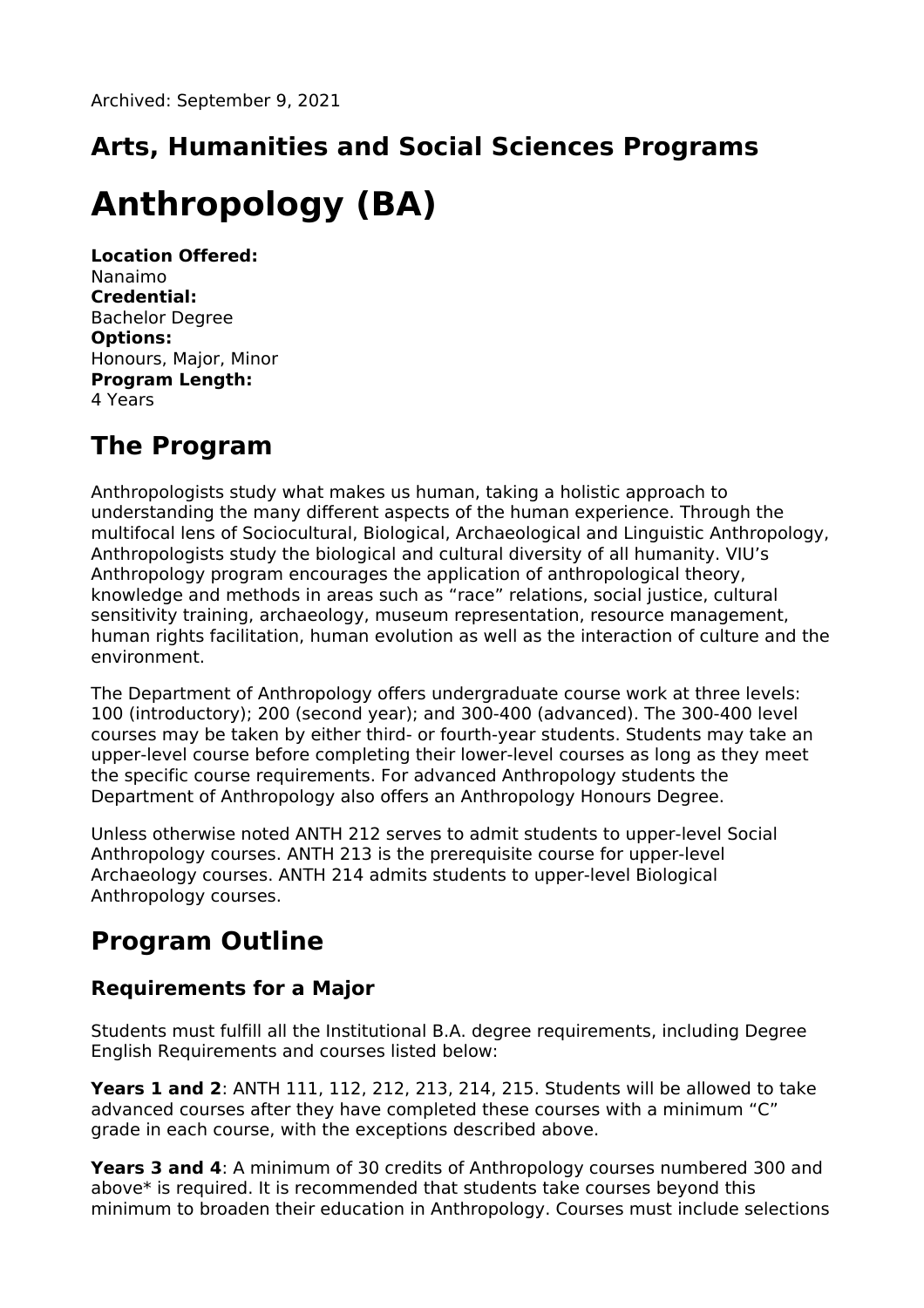Archived: September 9, 2021

## Arts, Humanities and Social Sciences Programs

# Anthropology (BA)

**Location Offered:**
Nanaimo
**Credential:**
Bachelor Degree
**Options:**
Honours, Major, Minor
**Program Length:**
4 Years

## The Program

Anthropologists study what makes us human, taking a holistic approach to understanding the many different aspects of the human experience. Through the multifocal lens of Sociocultural, Biological, Archaeological and Linguistic Anthropology, Anthropologists study the biological and cultural diversity of all humanity. VIU's Anthropology program encourages the application of anthropological theory, knowledge and methods in areas such as "race" relations, social justice, cultural sensitivity training, archaeology, museum representation, resource management, human rights facilitation, human evolution as well as the interaction of culture and the environment.

The Department of Anthropology offers undergraduate course work at three levels: 100 (introductory); 200 (second year); and 300-400 (advanced). The 300-400 level courses may be taken by either third- or fourth-year students. Students may take an upper-level course before completing their lower-level courses as long as they meet the specific course requirements. For advanced Anthropology students the Department of Anthropology also offers an Anthropology Honours Degree.

Unless otherwise noted ANTH 212 serves to admit students to upper-level Social Anthropology courses. ANTH 213 is the prerequisite course for upper-level Archaeology courses. ANTH 214 admits students to upper-level Biological Anthropology courses.

## Program Outline

### Requirements for a Major

Students must fulfill all the Institutional B.A. degree requirements, including Degree English Requirements and courses listed below:

**Years 1 and 2**: ANTH 111, 112, 212, 213, 214, 215. Students will be allowed to take advanced courses after they have completed these courses with a minimum "C" grade in each course, with the exceptions described above.

**Years 3 and 4**: A minimum of 30 credits of Anthropology courses numbered 300 and above* is required. It is recommended that students take courses beyond this minimum to broaden their education in Anthropology. Courses must include selections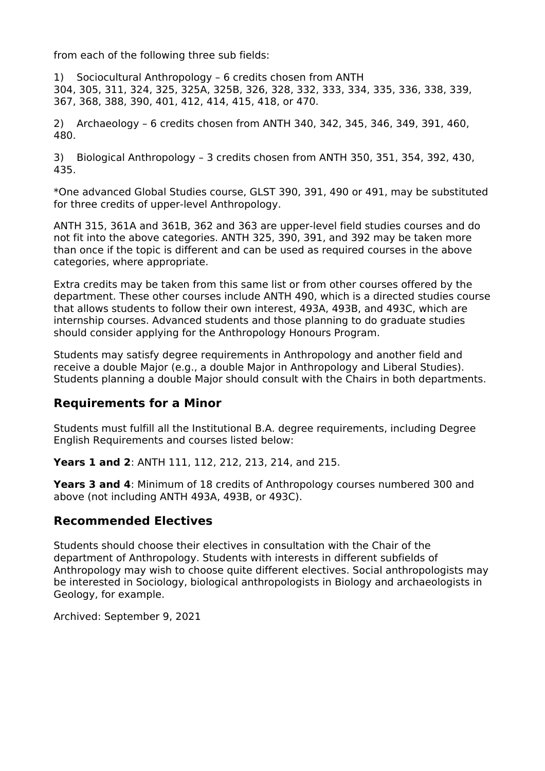from each of the following three sub fields:

1) Sociocultural Anthropology – 6 credits chosen from ANTH 304, 305, 311, 324, 325, 325A, 325B, 326, 328, 332, 333, 334, 335, 336, 338, 339, 367, 368, 388, 390, 401, 412, 414, 415, 418, or 470.

2) Archaeology – 6 credits chosen from ANTH 340, 342, 345, 346, 349, 391, 460, 480.

3) Biological Anthropology – 3 credits chosen from ANTH 350, 351, 354, 392, 430, 435.

*One advanced Global Studies course, GLST 390, 391, 490 or 491, may be substituted for three credits of upper-level Anthropology.

ANTH 315, 361A and 361B, 362 and 363 are upper-level field studies courses and do not fit into the above categories. ANTH 325, 390, 391, and 392 may be taken more than once if the topic is different and can be used as required courses in the above categories, where appropriate.

Extra credits may be taken from this same list or from other courses offered by the department. These other courses include ANTH 490, which is a directed studies course that allows students to follow their own interest, 493A, 493B, and 493C, which are internship courses. Advanced students and those planning to do graduate studies should consider applying for the Anthropology Honours Program.

Students may satisfy degree requirements in Anthropology and another field and receive a double Major (e.g., a double Major in Anthropology and Liberal Studies). Students planning a double Major should consult with the Chairs in both departments.

## Requirements for a Minor

Students must fulfill all the Institutional B.A. degree requirements, including Degree English Requirements and courses listed below:

**Years 1 and 2**: ANTH 111, 112, 212, 213, 214, and 215.

**Years 3 and 4**: Minimum of 18 credits of Anthropology courses numbered 300 and above (not including ANTH 493A, 493B, or 493C).

## Recommended Electives

Students should choose their electives in consultation with the Chair of the department of Anthropology. Students with interests in different subfields of Anthropology may wish to choose quite different electives. Social anthropologists may be interested in Sociology, biological anthropologists in Biology and archaeologists in Geology, for example.

Archived: September 9, 2021